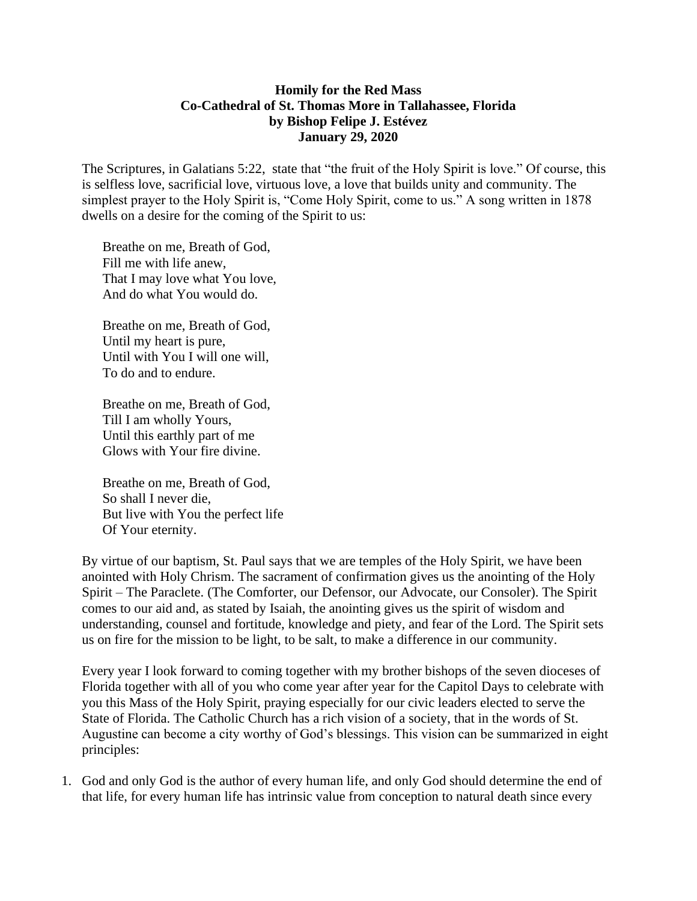**Homily for the Red Mass**
**Co-Cathedral of St. Thomas More in Tallahassee, Florida**
**by Bishop Felipe J. Estévez**
**January 29, 2020**

The Scriptures, in Galatians 5:22, state that "the fruit of the Holy Spirit is love." Of course, this is selfless love, sacrificial love, virtuous love, a love that builds unity and community. The simplest prayer to the Holy Spirit is, "Come Holy Spirit, come to us." A song written in 1878 dwells on a desire for the coming of the Spirit to us:

Breathe on me, Breath of God,
Fill me with life anew,
That I may love what You love,
And do what You would do.

Breathe on me, Breath of God,
Until my heart is pure,
Until with You I will one will,
To do and to endure.

Breathe on me, Breath of God,
Till I am wholly Yours,
Until this earthly part of me
Glows with Your fire divine.

Breathe on me, Breath of God,
So shall I never die,
But live with You the perfect life
Of Your eternity.

By virtue of our baptism, St. Paul says that we are temples of the Holy Spirit, we have been anointed with Holy Chrism. The sacrament of confirmation gives us the anointing of the Holy Spirit – The Paraclete. (The Comforter, our Defensor, our Advocate, our Consoler). The Spirit comes to our aid and, as stated by Isaiah, the anointing gives us the spirit of wisdom and understanding, counsel and fortitude, knowledge and piety, and fear of the Lord. The Spirit sets us on fire for the mission to be light, to be salt, to make a difference in our community.

Every year I look forward to coming together with my brother bishops of the seven dioceses of Florida together with all of you who come year after year for the Capitol Days to celebrate with you this Mass of the Holy Spirit, praying especially for our civic leaders elected to serve the State of Florida. The Catholic Church has a rich vision of a society, that in the words of St. Augustine can become a city worthy of God's blessings. This vision can be summarized in eight principles:

1. God and only God is the author of every human life, and only God should determine the end of that life, for every human life has intrinsic value from conception to natural death since every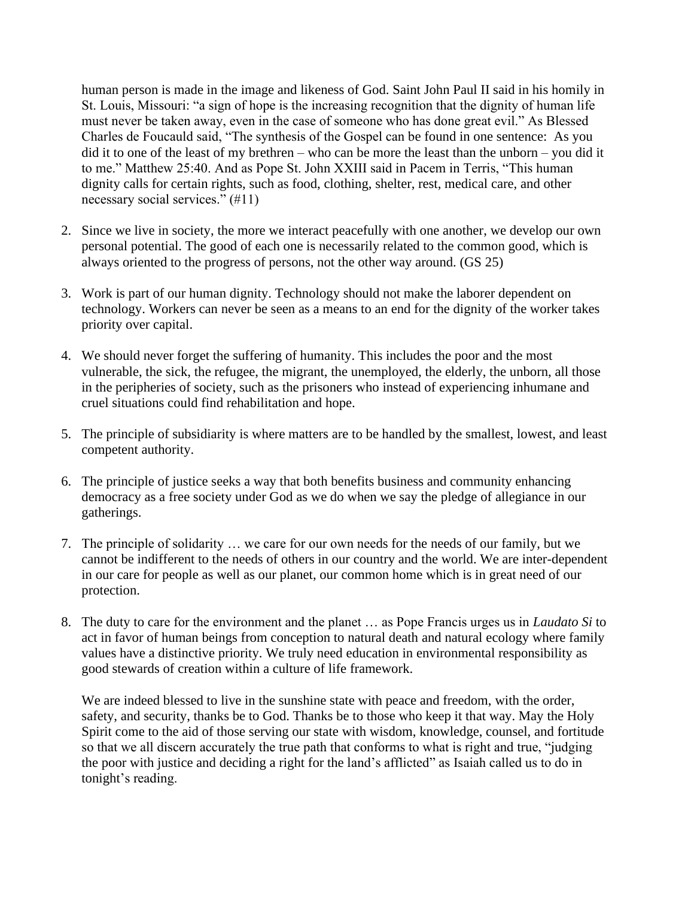human person is made in the image and likeness of God. Saint John Paul II said in his homily in St. Louis, Missouri: "a sign of hope is the increasing recognition that the dignity of human life must never be taken away, even in the case of someone who has done great evil." As Blessed Charles de Foucauld said, "The synthesis of the Gospel can be found in one sentence: As you did it to one of the least of my brethren – who can be more the least than the unborn – you did it to me." Matthew 25:40. And as Pope St. John XXIII said in Pacem in Terris, "This human dignity calls for certain rights, such as food, clothing, shelter, rest, medical care, and other necessary social services." (#11)

2. Since we live in society, the more we interact peacefully with one another, we develop our own personal potential. The good of each one is necessarily related to the common good, which is always oriented to the progress of persons, not the other way around. (GS 25)

3. Work is part of our human dignity. Technology should not make the laborer dependent on technology. Workers can never be seen as a means to an end for the dignity of the worker takes priority over capital.

4. We should never forget the suffering of humanity. This includes the poor and the most vulnerable, the sick, the refugee, the migrant, the unemployed, the elderly, the unborn, all those in the peripheries of society, such as the prisoners who instead of experiencing inhumane and cruel situations could find rehabilitation and hope.

5. The principle of subsidiarity is where matters are to be handled by the smallest, lowest, and least competent authority.

6. The principle of justice seeks a way that both benefits business and community enhancing democracy as a free society under God as we do when we say the pledge of allegiance in our gatherings.

7. The principle of solidarity … we care for our own needs for the needs of our family, but we cannot be indifferent to the needs of others in our country and the world. We are inter-dependent in our care for people as well as our planet, our common home which is in great need of our protection.

8. The duty to care for the environment and the planet … as Pope Francis urges us in *Laudato Si* to act in favor of human beings from conception to natural death and natural ecology where family values have a distinctive priority. We truly need education in environmental responsibility as good stewards of creation within a culture of life framework.

   We are indeed blessed to live in the sunshine state with peace and freedom, with the order, safety, and security, thanks be to God. Thanks be to those who keep it that way. May the Holy Spirit come to the aid of those serving our state with wisdom, knowledge, counsel, and fortitude so that we all discern accurately the true path that conforms to what is right and true, "judging the poor with justice and deciding a right for the land's afflicted" as Isaiah called us to do in tonight's reading.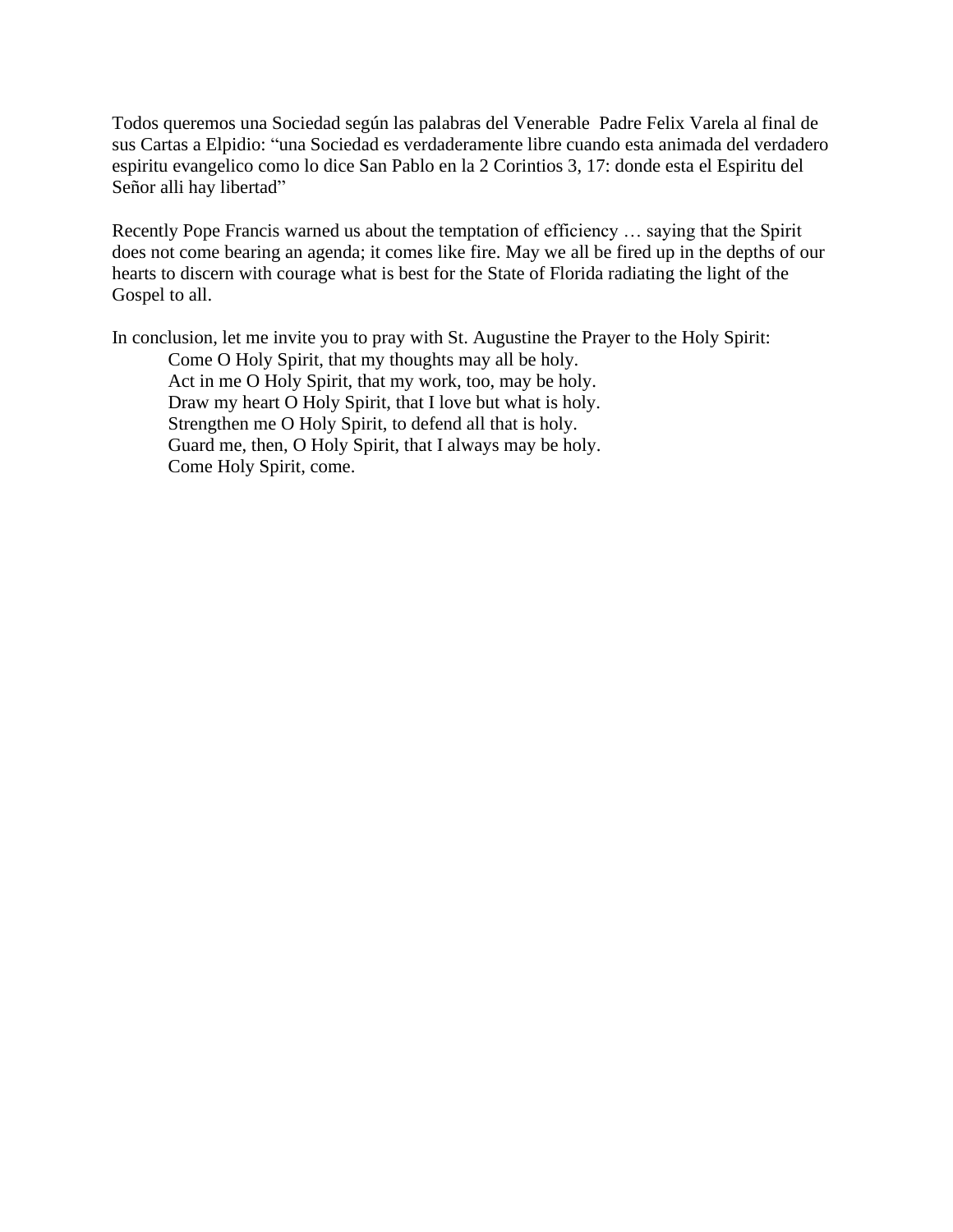Todos queremos una Sociedad según las palabras del Venerable Padre Felix Varela al final de sus Cartas a Elpidio: "una Sociedad es verdaderamente libre cuando esta animada del verdadero espiritu evangelico como lo dice San Pablo en la 2 Corintios 3, 17: donde esta el Espiritu del Señor alli hay libertad"

Recently Pope Francis warned us about the temptation of efficiency … saying that the Spirit does not come bearing an agenda; it comes like fire. May we all be fired up in the depths of our hearts to discern with courage what is best for the State of Florida radiating the light of the Gospel to all.

In conclusion, let me invite you to pray with St. Augustine the Prayer to the Holy Spirit:

> Come O Holy Spirit, that my thoughts may all be holy.
> Act in me O Holy Spirit, that my work, too, may be holy.
> Draw my heart O Holy Spirit, that I love but what is holy.
> Strengthen me O Holy Spirit, to defend all that is holy.
> Guard me, then, O Holy Spirit, that I always may be holy.
> Come Holy Spirit, come.